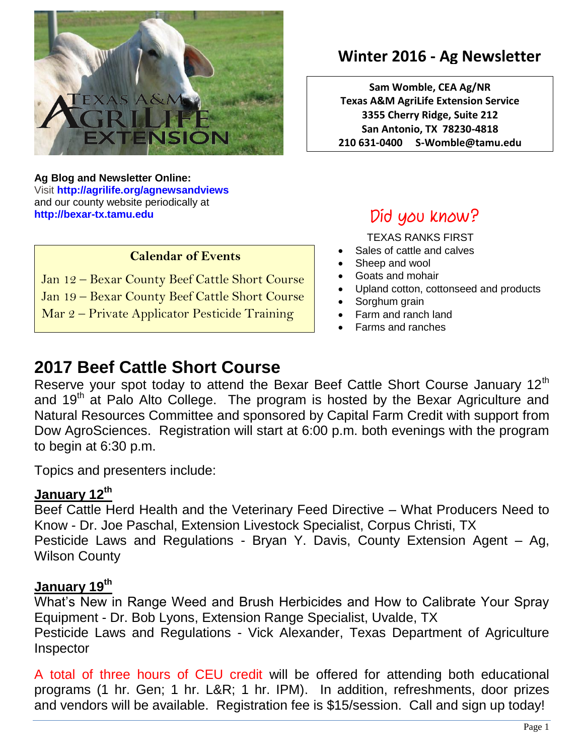# Winter 2016 - Ag Newsletter

**Sam Womble, CEA Ag/NR**
**Texas A&M AgriLife Extension Service**
**3355 Cherry Ridge, Suite 212**
**San Antonio, TX 78230-4818**
**210 631-0400 S-Womble@tamu.edu**

**Ag Blog and Newsletter Online:**
Visit **http://agrilife.org/agnewsandviews**
and our county website periodically at
**http://bexar-tx.tamu.edu**

### Calendar of Events

Jan 12 – Bexar County Beef Cattle Short Course
Jan 19 – Bexar County Beef Cattle Short Course
Mar 2 – Private Applicator Pesticide Training

### Did you know?

TEXAS RANKS FIRST

- Sales of cattle and calves
- Sheep and wool
- Goats and mohair
- Upland cotton, cottonseed and products
- Sorghum grain
- Farm and ranch land
- Farms and ranches

## 2017 Beef Cattle Short Course

Reserve your spot today to attend the Bexar Beef Cattle Short Course January 12th and 19th at Palo Alto College. The program is hosted by the Bexar Agriculture and Natural Resources Committee and sponsored by Capital Farm Credit with support from Dow AgroSciences. Registration will start at 6:00 p.m. both evenings with the program to begin at 6:30 p.m.

Topics and presenters include:

**January 12th**

Beef Cattle Herd Health and the Veterinary Feed Directive – What Producers Need to Know - Dr. Joe Paschal, Extension Livestock Specialist, Corpus Christi, TX
Pesticide Laws and Regulations - Bryan Y. Davis, County Extension Agent – Ag, Wilson County

**January 19th**

What's New in Range Weed and Brush Herbicides and How to Calibrate Your Spray Equipment - Dr. Bob Lyons, Extension Range Specialist, Uvalde, TX
Pesticide Laws and Regulations - Vick Alexander, Texas Department of Agriculture Inspector

A total of three hours of CEU credit will be offered for attending both educational programs (1 hr. Gen; 1 hr. L&R; 1 hr. IPM). In addition, refreshments, door prizes and vendors will be available. Registration fee is $15/session. Call and sign up today!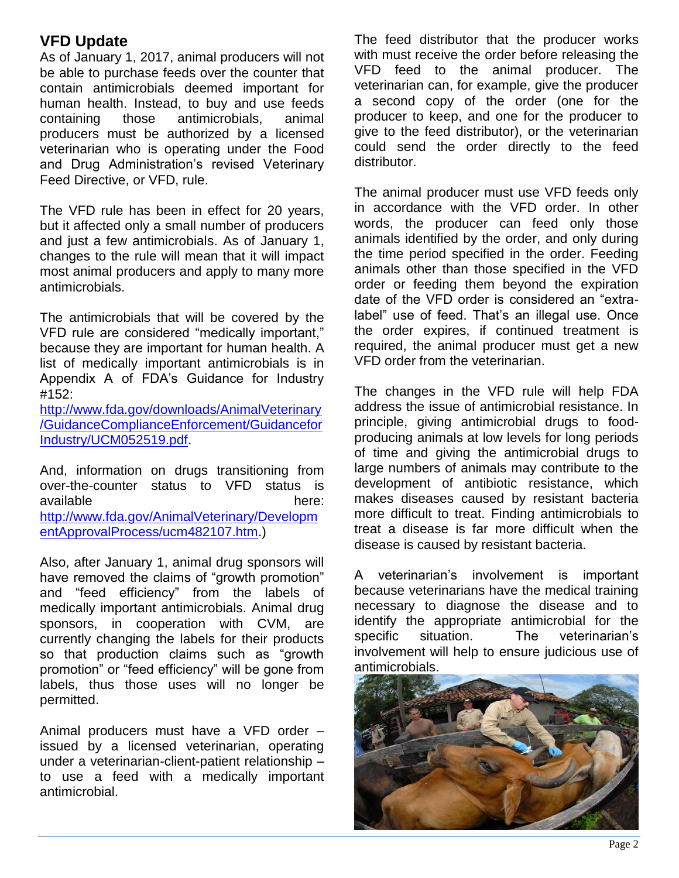## VFD Update

As of January 1, 2017, animal producers will not be able to purchase feeds over the counter that contain antimicrobials deemed important for human health. Instead, to buy and use feeds containing those antimicrobials, animal producers must be authorized by a licensed veterinarian who is operating under the Food and Drug Administration's revised Veterinary Feed Directive, or VFD, rule.

The VFD rule has been in effect for 20 years, but it affected only a small number of producers and just a few antimicrobials. As of January 1, changes to the rule will mean that it will impact most animal producers and apply to many more antimicrobials.

The antimicrobials that will be covered by the VFD rule are considered "medically important," because they are important for human health. A list of medically important antimicrobials is in Appendix A of FDA's Guidance for Industry #152: [http://www.fda.gov/downloads/AnimalVeterinary/GuidanceComplianceEnforcement/GuidanceforIndustry/UCM052519.pdf](http://www.fda.gov/downloads/AnimalVeterinary/GuidanceComplianceEnforcement/GuidanceforIndustry/UCM052519.pdf).

And, information on drugs transitioning from over-the-counter status to VFD status is available here: [http://www.fda.gov/AnimalVeterinary/DevelopmentApprovalProcess/ucm482107.htm](http://www.fda.gov/AnimalVeterinary/DevelopmentApprovalProcess/ucm482107.htm).)

Also, after January 1, animal drug sponsors will have removed the claims of "growth promotion" and "feed efficiency" from the labels of medically important antimicrobials. Animal drug sponsors, in cooperation with CVM, are currently changing the labels for their products so that production claims such as "growth promotion" or "feed efficiency" will be gone from labels, thus those uses will no longer be permitted.

Animal producers must have a VFD order – issued by a licensed veterinarian, operating under a veterinarian-client-patient relationship – to use a feed with a medically important antimicrobial.

The feed distributor that the producer works with must receive the order before releasing the VFD feed to the animal producer. The veterinarian can, for example, give the producer a second copy of the order (one for the producer to keep, and one for the producer to give to the feed distributor), or the veterinarian could send the order directly to the feed distributor.

The animal producer must use VFD feeds only in accordance with the VFD order. In other words, the producer can feed only those animals identified by the order, and only during the time period specified in the order. Feeding animals other than those specified in the VFD order or feeding them beyond the expiration date of the VFD order is considered an "extra-label" use of feed. That's an illegal use. Once the order expires, if continued treatment is required, the animal producer must get a new VFD order from the veterinarian.

The changes in the VFD rule will help FDA address the issue of antimicrobial resistance. In principle, giving antimicrobial drugs to food-producing animals at low levels for long periods of time and giving the antimicrobial drugs to large numbers of animals may contribute to the development of antibiotic resistance, which makes diseases caused by resistant bacteria more difficult to treat. Finding antimicrobials to treat a disease is far more difficult when the disease is caused by resistant bacteria.

A veterinarian's involvement is important because veterinarians have the medical training necessary to diagnose the disease and to identify the appropriate antimicrobial for the specific situation. The veterinarian's involvement will help to ensure judicious use of antimicrobials.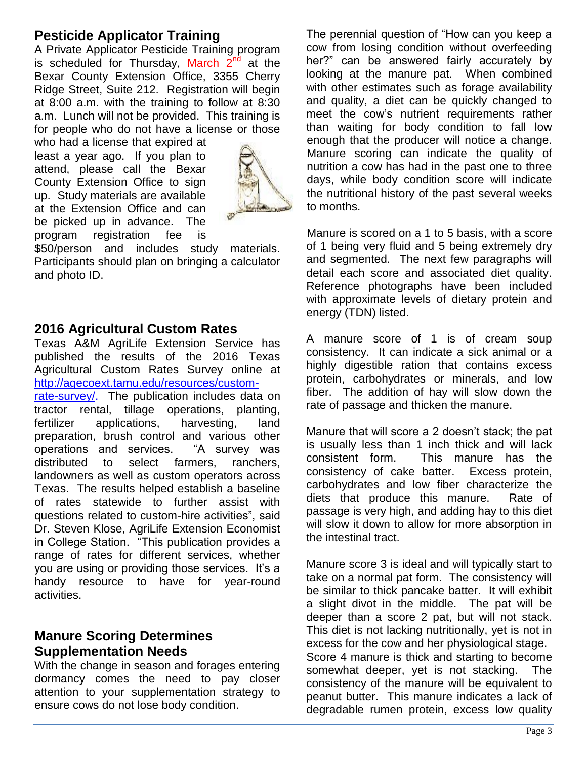## Pesticide Applicator Training

A Private Applicator Pesticide Training program is scheduled for Thursday, March 2nd at the Bexar County Extension Office, 3355 Cherry Ridge Street, Suite 212. Registration will begin at 8:00 a.m. with the training to follow at 8:30 a.m. Lunch will not be provided. This training is for people who do not have a license or those who had a license that expired at least a year ago. If you plan to attend, please call the Bexar County Extension Office to sign up. Study materials are available at the Extension Office and can be picked up in advance. The program registration fee is $50/person and includes study materials. Participants should plan on bringing a calculator and photo ID.

## 2016 Agricultural Custom Rates

Texas A&M AgriLife Extension Service has published the results of the 2016 Texas Agricultural Custom Rates Survey online at http://agecoext.tamu.edu/resources/custom-rate-survey/. The publication includes data on tractor rental, tillage operations, planting, fertilizer applications, harvesting, land preparation, brush control and various other operations and services. "A survey was distributed to select farmers, ranchers, landowners as well as custom operators across Texas. The results helped establish a baseline of rates statewide to further assist with questions related to custom-hire activities", said Dr. Steven Klose, AgriLife Extension Economist in College Station. "This publication provides a range of rates for different services, whether you are using or providing those services. It's a handy resource to have for year-round activities.

## Manure Scoring Determines Supplementation Needs

With the change in season and forages entering dormancy comes the need to pay closer attention to your supplementation strategy to ensure cows do not lose body condition.

The perennial question of "How can you keep a cow from losing condition without overfeeding her?" can be answered fairly accurately by looking at the manure pat. When combined with other estimates such as forage availability and quality, a diet can be quickly changed to meet the cow's nutrient requirements rather than waiting for body condition to fall low enough that the producer will notice a change. Manure scoring can indicate the quality of nutrition a cow has had in the past one to three days, while body condition score will indicate the nutritional history of the past several weeks to months.

Manure is scored on a 1 to 5 basis, with a score of 1 being very fluid and 5 being extremely dry and segmented. The next few paragraphs will detail each score and associated diet quality. Reference photographs have been included with approximate levels of dietary protein and energy (TDN) listed.

A manure score of 1 is of cream soup consistency. It can indicate a sick animal or a highly digestible ration that contains excess protein, carbohydrates or minerals, and low fiber. The addition of hay will slow down the rate of passage and thicken the manure.

Manure that will score a 2 doesn't stack; the pat is usually less than 1 inch thick and will lack consistent form. This manure has the consistency of cake batter. Excess protein, carbohydrates and low fiber characterize the diets that produce this manure. Rate of passage is very high, and adding hay to this diet will slow it down to allow for more absorption in the intestinal tract.

Manure score 3 is ideal and will typically start to take on a normal pat form. The consistency will be similar to thick pancake batter. It will exhibit a slight divot in the middle. The pat will be deeper than a score 2 pat, but will not stack. This diet is not lacking nutritionally, yet is not in excess for the cow and her physiological stage.

Score 4 manure is thick and starting to become somewhat deeper, yet is not stacking. The consistency of the manure will be equivalent to peanut butter. This manure indicates a lack of degradable rumen protein, excess low quality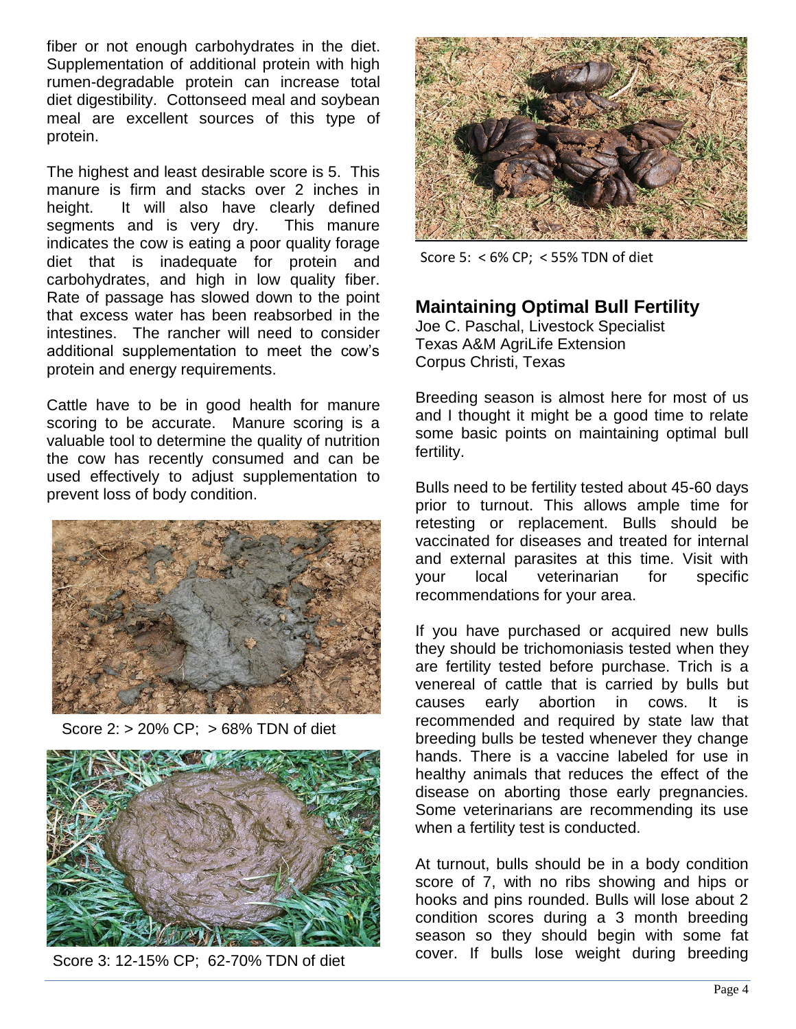fiber or not enough carbohydrates in the diet. Supplementation of additional protein with high rumen-degradable protein can increase total diet digestibility. Cottonseed meal and soybean meal are excellent sources of this type of protein.

The highest and least desirable score is 5. This manure is firm and stacks over 2 inches in height. It will also have clearly defined segments and is very dry. This manure indicates the cow is eating a poor quality forage diet that is inadequate for protein and carbohydrates, and high in low quality fiber. Rate of passage has slowed down to the point that excess water has been reabsorbed in the intestines. The rancher will need to consider additional supplementation to meet the cow's protein and energy requirements.

Cattle have to be in good health for manure scoring to be accurate. Manure scoring is a valuable tool to determine the quality of nutrition the cow has recently consumed and can be used effectively to adjust supplementation to prevent loss of body condition.

Score 2: > 20% CP; > 68% TDN of diet

Score 3: 12-15% CP; 62-70% TDN of diet

Score 5: < 6% CP; < 55% TDN of diet

## Maintaining Optimal Bull Fertility

Joe C. Paschal, Livestock Specialist
Texas A&M AgriLife Extension
Corpus Christi, Texas

Breeding season is almost here for most of us and I thought it might be a good time to relate some basic points on maintaining optimal bull fertility.

Bulls need to be fertility tested about 45-60 days prior to turnout. This allows ample time for retesting or replacement. Bulls should be vaccinated for diseases and treated for internal and external parasites at this time. Visit with your local veterinarian for specific recommendations for your area.

If you have purchased or acquired new bulls they should be trichomoniasis tested when they are fertility tested before purchase. Trich is a venereal of cattle that is carried by bulls but causes early abortion in cows. It is recommended and required by state law that breeding bulls be tested whenever they change hands. There is a vaccine labeled for use in healthy animals that reduces the effect of the disease on aborting those early pregnancies. Some veterinarians are recommending its use when a fertility test is conducted.

At turnout, bulls should be in a body condition score of 7, with no ribs showing and hips or hooks and pins rounded. Bulls will lose about 2 condition scores during a 3 month breeding season so they should begin with some fat cover. If bulls lose weight during breeding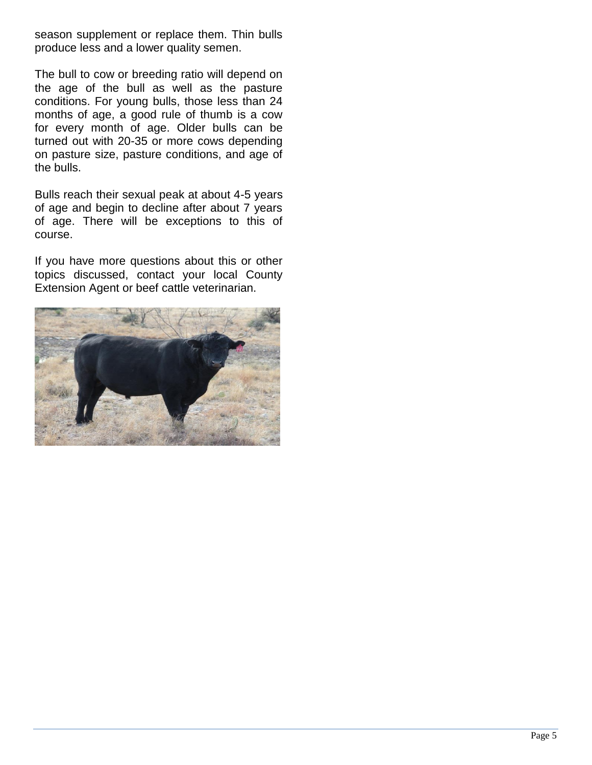season supplement or replace them. Thin bulls produce less and a lower quality semen.

The bull to cow or breeding ratio will depend on the age of the bull as well as the pasture conditions. For young bulls, those less than 24 months of age, a good rule of thumb is a cow for every month of age. Older bulls can be turned out with 20-35 or more cows depending on pasture size, pasture conditions, and age of the bulls.

Bulls reach their sexual peak at about 4-5 years of age and begin to decline after about 7 years of age. There will be exceptions to this of course.

If you have more questions about this or other topics discussed, contact your local County Extension Agent or beef cattle veterinarian.